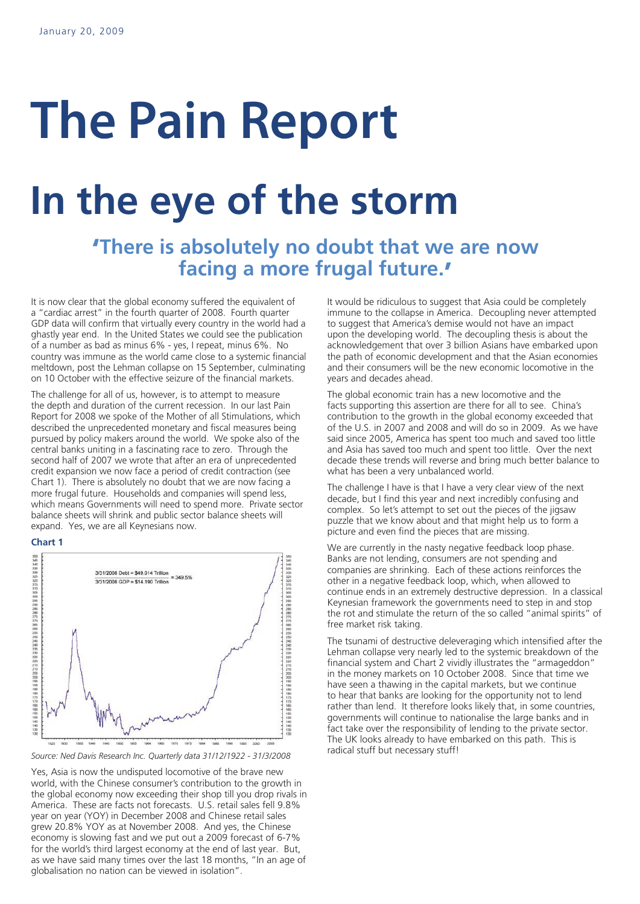January 20, 2009

# The Pain Report

# In the eye of the storm

## 'There is absolutely no doubt that we are now facing a more frugal future.'

It is now clear that the global economy suffered the equivalent of a "cardiac arrest" in the fourth quarter of 2008. Fourth quarter GDP data will confirm that virtually every country in the world had a ghastly year end. In the United States we could see the publication of a number as bad as minus 6% - yes, I repeat, minus 6%. No country was immune as the world came close to a systemic financial meltdown, post the Lehman collapse on 15 September, culminating on 10 October with the effective seizure of the financial markets.

The challenge for all of us, however, is to attempt to measure the depth and duration of the current recession. In our last Pain Report for 2008 we spoke of the Mother of all Stimulations, which described the unprecedented monetary and fiscal measures being pursued by policy makers around the world. We spoke also of the central banks uniting in a fascinating race to zero. Through the second half of 2007 we wrote that after an era of unprecedented credit expansion we now face a period of credit contraction (see Chart 1). There is absolutely no doubt that we are now facing a more frugal future. Households and companies will spend less, which means Governments will need to spend more. Private sector balance sheets will shrink and public sector balance sheets will expand. Yes, we are all Keynesians now.

**Chart 1**

3/31/2008 Debt = $49.014 Trillion / 3/31/2008 GDP = $14.190 Trillion = 349.5%

*Source: Ned Davis Research Inc. Quarterly data 31/12/1922 - 31/3/2008*

Yes, Asia is now the undisputed locomotive of the brave new world, with the Chinese consumer's contribution to the growth in the global economy now exceeding their shop till you drop rivals in America. These are facts not forecasts. U.S. retail sales fell 9.8% year on year (YOY) in December 2008 and Chinese retail sales grew 20.8% YOY as at November 2008. And yes, the Chinese economy is slowing fast and we put out a 2009 forecast of 6-7% for the world's third largest economy at the end of last year. But, as we have said many times over the last 18 months, "In an age of globalisation no nation can be viewed in isolation".

It would be ridiculous to suggest that Asia could be completely immune to the collapse in America. Decoupling never attempted to suggest that America's demise would not have an impact upon the developing world. The decoupling thesis is about the acknowledgement that over 3 billion Asians have embarked upon the path of economic development and that the Asian economies and their consumers will be the new economic locomotive in the years and decades ahead.

The global economic train has a new locomotive and the facts supporting this assertion are there for all to see. China's contribution to the growth in the global economy exceeded that of the U.S. in 2007 and 2008 and will do so in 2009. As we have said since 2005, America has spent too much and saved too little and Asia has saved too much and spent too little. Over the next decade these trends will reverse and bring much better balance to what has been a very unbalanced world.

The challenge I have is that I have a very clear view of the next decade, but I find this year and next incredibly confusing and complex. So let's attempt to set out the pieces of the jigsaw puzzle that we know about and that might help us to form a picture and even find the pieces that are missing.

We are currently in the nasty negative feedback loop phase. Banks are not lending, consumers are not spending and companies are shrinking. Each of these actions reinforces the other in a negative feedback loop, which, when allowed to continue ends in an extremely destructive depression. In a classical Keynesian framework the governments need to step in and stop the rot and stimulate the return of the so called "animal spirits" of free market risk taking.

The tsunami of destructive deleveraging which intensified after the Lehman collapse very nearly led to the systemic breakdown of the financial system and Chart 2 vividly illustrates the "armageddon" in the money markets on 10 October 2008. Since that time we have seen a thawing in the capital markets, but we continue to hear that banks are looking for the opportunity not to lend rather than lend. It therefore looks likely that, in some countries, governments will continue to nationalise the large banks and in fact take over the responsibility of lending to the private sector. The UK looks already to have embarked on this path. This is radical stuff but necessary stuff!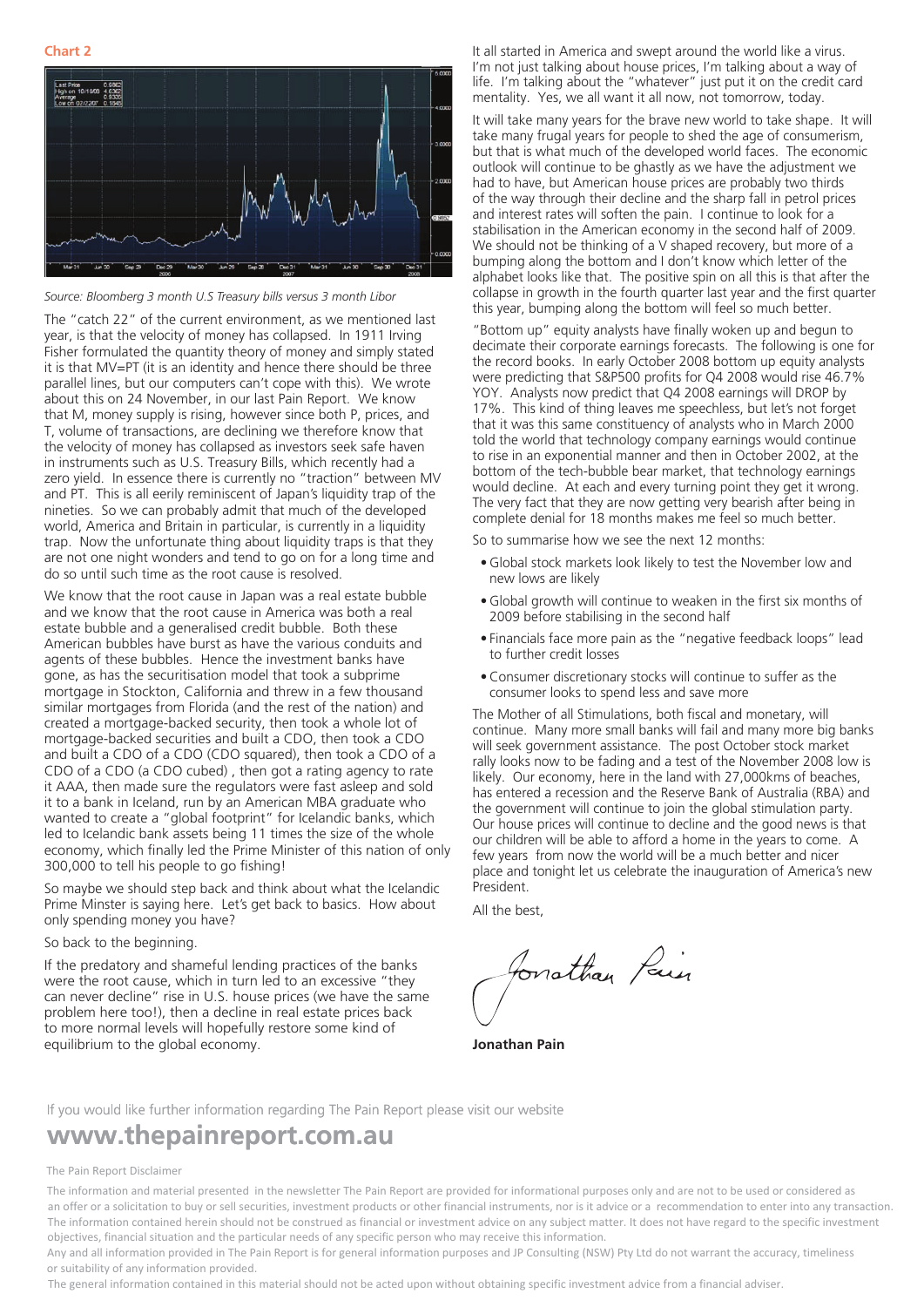**Chart 2**

Last Price 0.6862
High on 10/10/08 4.6362
Average 0.9330
Low on 02/22/07 0.1845

5.0000
4.0000
3.0000
2.0000
0.6862
0.0000

Mar 31 | Jun 30 | Sep 29 | Dec 29 | Mar 30 | Jun 29 | Sep 28 | Dec 31 | Mar 31 | Jun 30 | Sep 30 | Dec 31
2006 | 2007 | 2008

*Source: Bloomberg 3 month U.S Treasury bills versus 3 month Libor*

The "catch 22" of the current environment, as we mentioned last year, is that the velocity of money has collapsed. In 1911 Irving Fisher formulated the quantity theory of money and simply stated it is that MV=PT (it is an identity and hence there should be three parallel lines, but our computers can't cope with this). We wrote about this on 24 November, in our last Pain Report. We know that M, money supply is rising, however since both P, prices, and T, volume of transactions, are declining we therefore know that the velocity of money has collapsed as investors seek safe haven in instruments such as U.S. Treasury Bills, which recently had a zero yield. In essence there is currently no "traction" between MV and PT. This is all eerily reminiscent of Japan's liquidity trap of the nineties. So we can probably admit that much of the developed world, America and Britain in particular, is currently in a liquidity trap. Now the unfortunate thing about liquidity traps is that they are not one night wonders and tend to go on for a long time and do so until such time as the root cause is resolved.

We know that the root cause in Japan was a real estate bubble and we know that the root cause in America was both a real estate bubble and a generalised credit bubble. Both these American bubbles have burst as have the various conduits and agents of these bubbles. Hence the investment banks have gone, as has the securitisation model that took a subprime mortgage in Stockton, California and threw in a few thousand similar mortgages from Florida (and the rest of the nation) and created a mortgage-backed security, then took a whole lot of mortgage-backed securities and built a CDO, then took a CDO and built a CDO of a CDO (CDO squared), then took a CDO of a CDO of a CDO (a CDO cubed) , then got a rating agency to rate it AAA, then made sure the regulators were fast asleep and sold it to a bank in Iceland, run by an American MBA graduate who wanted to create a "global footprint" for Icelandic banks, which led to Icelandic bank assets being 11 times the size of the whole economy, which finally led the Prime Minister of this nation of only 300,000 to tell his people to go fishing!

So maybe we should step back and think about what the Icelandic Prime Minster is saying here. Let's get back to basics. How about only spending money you have?

So back to the beginning.

If the predatory and shameful lending practices of the banks were the root cause, which in turn led to an excessive "they can never decline" rise in U.S. house prices (we have the same problem here too!), then a decline in real estate prices back to more normal levels will hopefully restore some kind of equilibrium to the global economy.

It all started in America and swept around the world like a virus. I'm not just talking about house prices, I'm talking about a way of life. I'm talking about the "whatever" just put it on the credit card mentality. Yes, we all want it all now, not tomorrow, today.

It will take many years for the brave new world to take shape. It will take many frugal years for people to shed the age of consumerism, but that is what much of the developed world faces. The economic outlook will continue to be ghastly as we have the adjustment we had to have, but American house prices are probably two thirds of the way through their decline and the sharp fall in petrol prices and interest rates will soften the pain. I continue to look for a stabilisation in the American economy in the second half of 2009. We should not be thinking of a V shaped recovery, but more of a bumping along the bottom and I don't know which letter of the alphabet looks like that. The positive spin on all this is that after the collapse in growth in the fourth quarter last year and the first quarter this year, bumping along the bottom will feel so much better.

"Bottom up" equity analysts have finally woken up and begun to decimate their corporate earnings forecasts. The following is one for the record books. In early October 2008 bottom up equity analysts were predicting that S&P500 profits for Q4 2008 would rise 46.7% YOY. Analysts now predict that Q4 2008 earnings will DROP by 17%. This kind of thing leaves me speechless, but let's not forget that it was this same constituency of analysts who in March 2000 told the world that technology company earnings would continue to rise in an exponential manner and then in October 2002, at the bottom of the tech-bubble bear market, that technology earnings would decline. At each and every turning point they get it wrong. The very fact that they are now getting very bearish after being in complete denial for 18 months makes me feel so much better.

So to summarise how we see the next 12 months:

- Global stock markets look likely to test the November low and new lows are likely
- Global growth will continue to weaken in the first six months of 2009 before stabilising in the second half
- Financials face more pain as the "negative feedback loops" lead to further credit losses
- Consumer discretionary stocks will continue to suffer as the consumer looks to spend less and save more

The Mother of all Stimulations, both fiscal and monetary, will continue. Many more small banks will fail and many more big banks will seek government assistance. The post October stock market rally looks now to be fading and a test of the November 2008 low is likely. Our economy, here in the land with 27,000kms of beaches, has entered a recession and the Reserve Bank of Australia (RBA) and the government will continue to join the global stimulation party. Our house prices will continue to decline and the good news is that our children will be able to afford a home in the years to come. A few years from now the world will be a much better and nicer place and tonight let us celebrate the inauguration of America's new President.

All the best,

Jonathan Pain

**Jonathan Pain**

If you would like further information regarding The Pain Report please visit our website

## www.thepainreport.com.au

The Pain Report Disclaimer

The information and material presented in the newsletter The Pain Report are provided for informational purposes only and are not to be used or considered as an offer or a solicitation to buy or sell securities, investment products or other financial instruments, nor is it advice or a recommendation to enter into any transaction. The information contained herein should not be construed as financial or investment advice on any subject matter. It does not have regard to the specific investment objectives, financial situation and the particular needs of any specific person who may receive this information.

Any and all information provided in The Pain Report is for general information purposes and JP Consulting (NSW) Pty Ltd do not warrant the accuracy, timeliness or suitability of any information provided.

The general information contained in this material should not be acted upon without obtaining specific investment advice from a financial adviser.